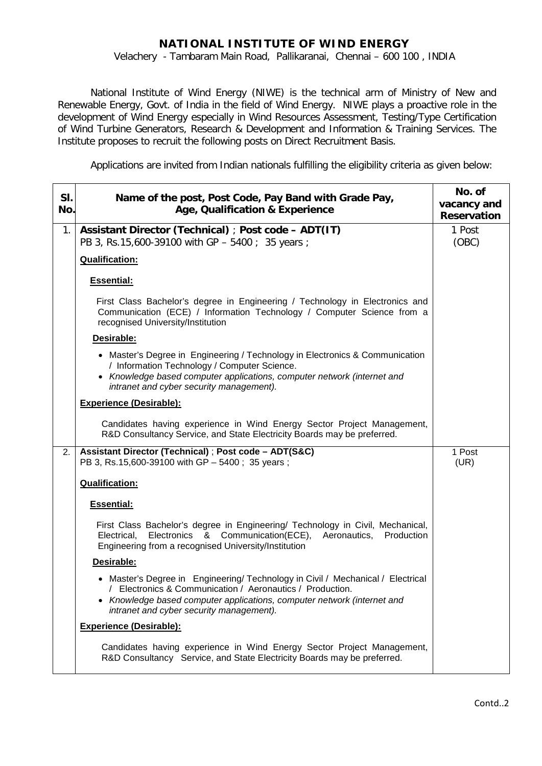# NATIONAL INSTITUTE OF WIND ENERGY

Velachery - Tambaram Main Road, Pallikaranai, Chennai – 600 100 , INDIA

National Institute of Wind Energy (NIWE) is the technical arm of Ministry of New and Renewable Energy, Govt. of India in the field of Wind Energy. NIWE plays a proactive role in the development of Wind Energy especially in Wind Resources Assessment, Testing/Type Certification of Wind Turbine Generators, Research & Development and Information & Training Services. The Institute proposes to recruit the following posts on Direct Recruitment Basis.

Applications are invited from Indian nationals fulfilling the eligibility criteria as given below:

| Sl. No. | Name of the post, Post Code, Pay Band with Grade Pay, Age, Qualification & Experience | No. of vacancy and Reservation |
|---|---|---|
| 1. | **Assistant Director (Technical)** ; **Post code – ADT(IT)**<br>PB 3, Rs.15,600-39100 with GP – 5400 ; 35 years ;<br><br>**Qualification:**<br><br>**Essential:**<br><br>First Class Bachelor's degree in Engineering / Technology in Electronics and Communication (ECE) / Information Technology / Computer Science from a recognised University/Institution<br><br>**Desirable:**<br><br>• Master's Degree in Engineering / Technology in Electronics & Communication / Information Technology / Computer Science.<br>• *Knowledge based computer applications, computer network (internet and intranet and cyber security management).*<br><br>**Experience (Desirable):**<br><br>Candidates having experience in Wind Energy Sector Project Management, R&D Consultancy Service, and State Electricity Boards may be preferred. | 1 Post (OBC) |
| 2. | **Assistant Director (Technical)** ; **Post code – ADT(S&C)**<br>PB 3, Rs.15,600-39100 with GP – 5400 ; 35 years ;<br><br>**Qualification:**<br><br>**Essential:**<br><br>First Class Bachelor's degree in Engineering/ Technology in Civil, Mechanical, Electrical, Electronics & Communication(ECE), Aeronautics, Production Engineering from a recognised University/Institution<br><br>**Desirable:**<br><br>• Master's Degree in Engineering/ Technology in Civil / Mechanical / Electrical / Electronics & Communication / Aeronautics / Production.<br>• *Knowledge based computer applications, computer network (internet and intranet and cyber security management).*<br><br>**Experience (Desirable):**<br><br>Candidates having experience in Wind Energy Sector Project Management, R&D Consultancy Service, and State Electricity Boards may be preferred. | 1 Post (UR) |

Contd..2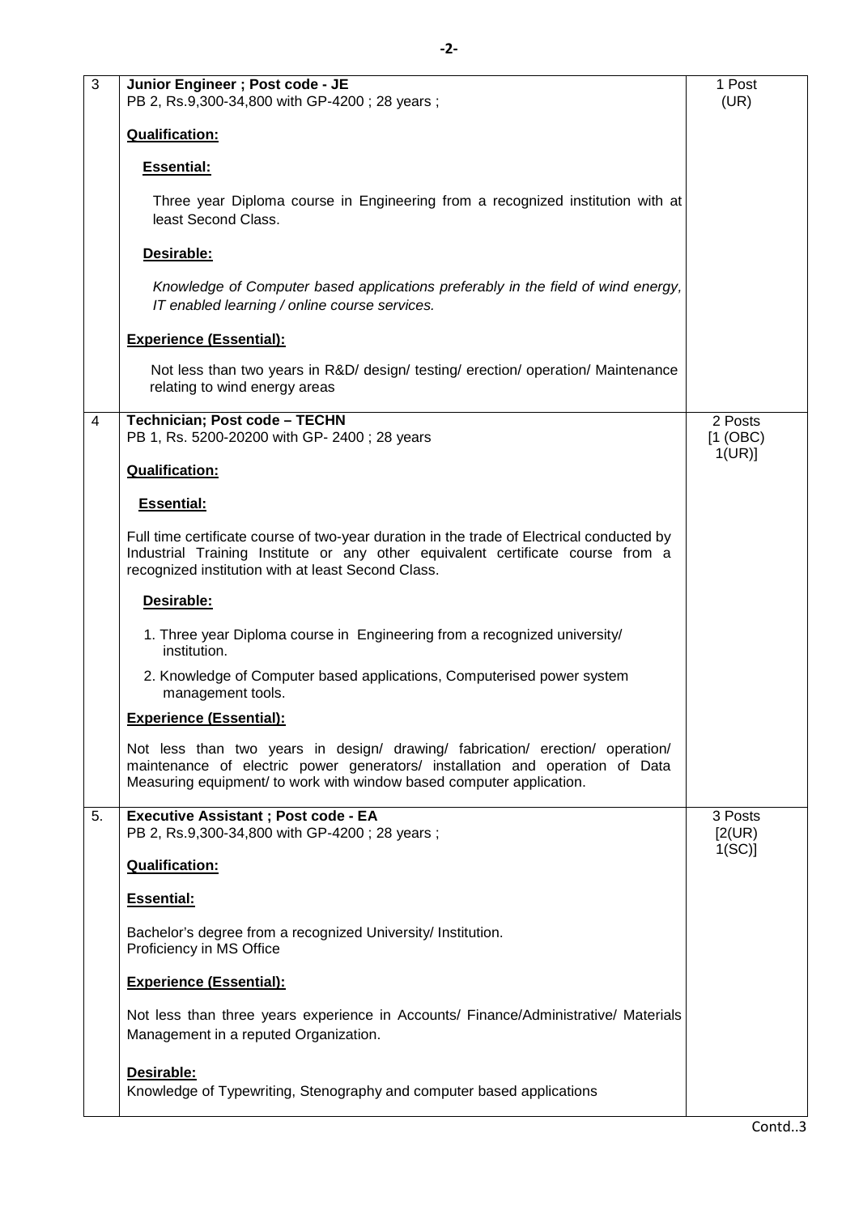| 3 | **Junior Engineer ; Post code - JE**<br>PB 2, Rs.9,300-34,800 with GP-4200 ; 28 years ;<br><br>**Qualification:**<br><br>**Essential:**<br><br>Three year Diploma course in Engineering from a recognized institution with at least Second Class.<br><br>**Desirable:**<br><br>*Knowledge of Computer based applications preferably in the field of wind energy, IT enabled learning / online course services.*<br><br>**Experience (Essential):**<br><br>Not less than two years in R&D/ design/ testing/ erection/ operation/ Maintenance relating to wind energy areas | 1 Post<br>(UR) |
|---|---|---|
| 4 | **Technician; Post code – TECHN**<br>PB 1, Rs. 5200-20200 with GP- 2400 ; 28 years<br><br>**Qualification:**<br><br>**Essential:**<br><br>Full time certificate course of two-year duration in the trade of Electrical conducted by Industrial Training Institute or any other equivalent certificate course from a recognized institution with at least Second Class.<br><br>**Desirable:**<br><br>1. Three year Diploma course in Engineering from a recognized university/ institution.<br>2. Knowledge of Computer based applications, Computerised power system management tools.<br><br>**Experience (Essential):**<br><br>Not less than two years in design/ drawing/ fabrication/ erection/ operation/ maintenance of electric power generators/ installation and operation of Data Measuring equipment/ to work with window based computer application. | 2 Posts<br>[1 (OBC)<br>1(UR)] |
| 5. | **Executive Assistant ; Post code - EA**<br>PB 2, Rs.9,300-34,800 with GP-4200 ; 28 years ;<br><br>**Qualification:**<br><br>**Essential:**<br><br>Bachelor's degree from a recognized University/ Institution.<br>Proficiency in MS Office<br><br>**Experience (Essential):**<br><br>Not less than three years experience in Accounts/ Finance/Administrative/ Materials Management in a reputed Organization.<br><br>**Desirable:**<br>Knowledge of Typewriting, Stenography and computer based applications | 3 Posts<br>[2(UR)<br>1(SC)] |

Contd..3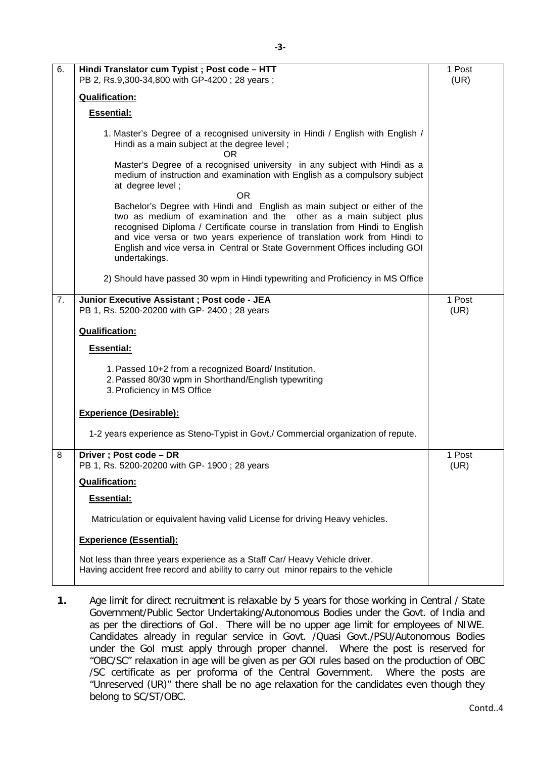| 6. | **Hindi Translator cum Typist ; Post code – HTT**<br>PB 2, Rs.9,300-34,800 with GP-4200 ; 28 years ;<br><br>**Qualification:**<br><br>**Essential:**<br><br>1. Master's Degree of a recognised university in Hindi / English with English / Hindi as a main subject at the degree level ;<br>OR<br>Master's Degree of a recognised university in any subject with Hindi as a medium of instruction and examination with English as a compulsory subject at degree level ;<br>OR<br>Bachelor's Degree with Hindi and English as main subject or either of the two as medium of examination and the other as a main subject plus recognised Diploma / Certificate course in translation from Hindi to English and vice versa or two years experience of translation work from Hindi to English and vice versa in Central or State Government Offices including GOI undertakings.<br><br>2) Should have passed 30 wpm in Hindi typewriting and Proficiency in MS Office | 1 Post (UR) |
|---|---|---|
| 7. | **Junior Executive Assistant ; Post code - JEA**<br>PB 1, Rs. 5200-20200 with GP- 2400 ; 28 years<br><br>**Qualification:**<br><br>**Essential:**<br><br>1. Passed 10+2 from a recognized Board/ Institution.<br>2. Passed 80/30 wpm in Shorthand/English typewriting<br>3. Proficiency in MS Office<br><br>**Experience (Desirable):**<br><br>1-2 years experience as Steno-Typist in Govt./ Commercial organization of repute. | 1 Post (UR) |
| 8 | **Driver ; Post code – DR**<br>PB 1, Rs. 5200-20200 with GP- 1900 ; 28 years<br><br>**Qualification:**<br><br>**Essential:**<br><br>Matriculation or equivalent having valid License for driving Heavy vehicles.<br><br>**Experience (Essential):**<br><br>Not less than three years experience as a Staff Car/ Heavy Vehicle driver.<br>Having accident free record and ability to carry out minor repairs to the vehicle | 1 Post (UR) |

**1.** Age limit for direct recruitment is relaxable by 5 years for those working in Central / State Government/Public Sector Undertaking/Autonomous Bodies under the Govt. of India and as per the directions of GoI. There will be no upper age limit for employees of NIWE. Candidates already in regular service in Govt. /Quasi Govt./PSU/Autonomous Bodies under the GoI must apply through proper channel. Where the post is reserved for "OBC/SC" relaxation in age will be given as per GOI rules based on the production of OBC /SC certificate as per proforma of the Central Government. Where the posts are "Unreserved (UR)" there shall be no age relaxation for the candidates even though they belong to SC/ST/OBC.

Contd..4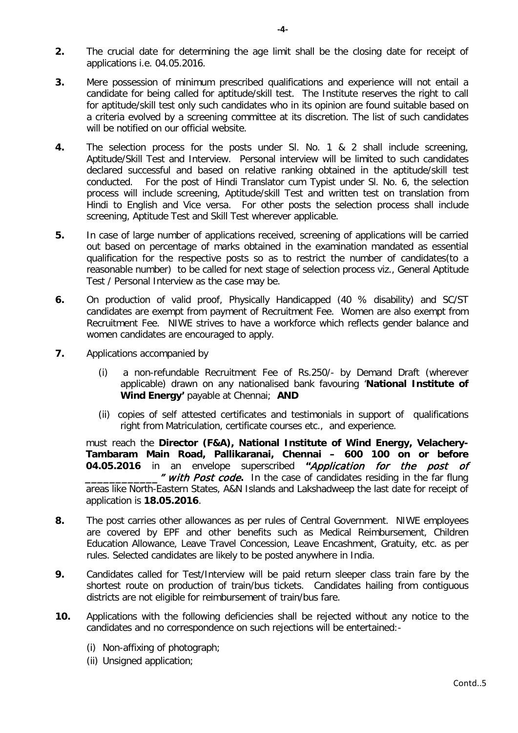**2.** The crucial date for determining the age limit shall be the closing date for receipt of applications i.e. 04.05.2016.

**3.** Mere possession of minimum prescribed qualifications and experience will not entail a candidate for being called for aptitude/skill test. The Institute reserves the right to call for aptitude/skill test only such candidates who in its opinion are found suitable based on a criteria evolved by a screening committee at its discretion. The list of such candidates will be notified on our official website.

**4.** The selection process for the posts under Sl. No. 1 & 2 shall include screening, Aptitude/Skill Test and Interview. Personal interview will be limited to such candidates declared successful and based on relative ranking obtained in the aptitude/skill test conducted. For the post of Hindi Translator cum Typist under Sl. No. 6, the selection process will include screening, Aptitude/skill Test and written test on translation from Hindi to English and Vice versa. For other posts the selection process shall include screening, Aptitude Test and Skill Test wherever applicable.

**5.** In case of large number of applications received, screening of applications will be carried out based on percentage of marks obtained in the examination mandated as essential qualification for the respective posts so as to restrict the number of candidates(to a reasonable number) to be called for next stage of selection process viz., General Aptitude Test / Personal Interview as the case may be.

**6.** On production of valid proof, Physically Handicapped (40 % disability) and SC/ST candidates are exempt from payment of Recruitment Fee. Women are also exempt from Recruitment Fee. NIWE strives to have a workforce which reflects gender balance and women candidates are encouraged to apply.

**7.** Applications accompanied by

(i) a non-refundable Recruitment Fee of Rs.250/- by Demand Draft (wherever applicable) drawn on any nationalised bank favouring '**National Institute of Wind Energy'** payable at Chennai; **AND**

(ii) copies of self attested certificates and testimonials in support of qualifications right from Matriculation, certificate courses etc., and experience.

must reach the **Director (F&A), National Institute of Wind Energy, Velachery-Tambaram Main Road, Pallikaranai, Chennai – 600 100 on or before 04.05.2016** in an envelope superscribed ***"Application for the post of ____________" with Post code*.** In the case of candidates residing in the far flung areas like North-Eastern States, A&N Islands and Lakshadweep the last date for receipt of application is **18.05.2016**.

**8.** The post carries other allowances as per rules of Central Government. NIWE employees are covered by EPF and other benefits such as Medical Reimbursement, Children Education Allowance, Leave Travel Concession, Leave Encashment, Gratuity, etc. as per rules. Selected candidates are likely to be posted anywhere in India.

**9.** Candidates called for Test/Interview will be paid return sleeper class train fare by the shortest route on production of train/bus tickets. Candidates hailing from contiguous districts are not eligible for reimbursement of train/bus fare.

**10.** Applications with the following deficiencies shall be rejected without any notice to the candidates and no correspondence on such rejections will be entertained:-

(i) Non-affixing of photograph;

(ii) Unsigned application;

Contd..5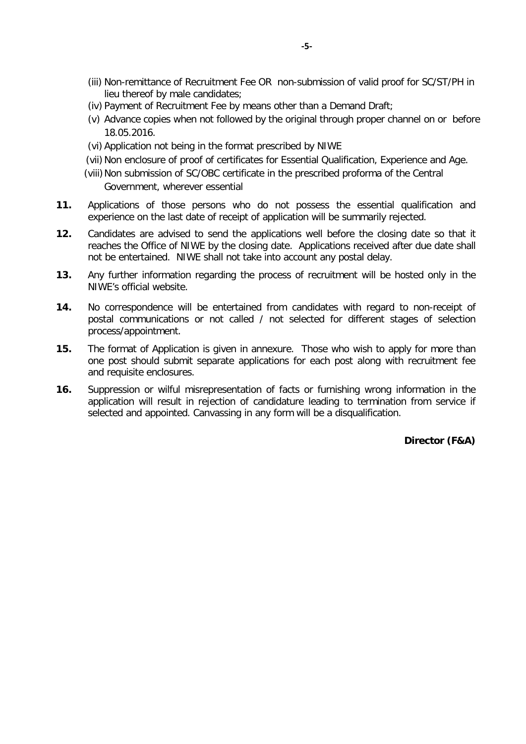(iii) Non-remittance of Recruitment Fee OR non-submission of valid proof for SC/ST/PH in lieu thereof by male candidates;

(iv) Payment of Recruitment Fee by means other than a Demand Draft;

(v) Advance copies when not followed by the original through proper channel on or before 18.05.2016.

(vi) Application not being in the format prescribed by NIWE

(vii) Non enclosure of proof of certificates for Essential Qualification, Experience and Age.

(viii) Non submission of SC/OBC certificate in the prescribed proforma of the Central Government, wherever essential

**11.** Applications of those persons who do not possess the essential qualification and experience on the last date of receipt of application will be summarily rejected.

**12.** Candidates are advised to send the applications well before the closing date so that it reaches the Office of NIWE by the closing date. Applications received after due date shall not be entertained. NIWE shall not take into account any postal delay.

**13.** Any further information regarding the process of recruitment will be hosted only in the NIWE's official website.

**14.** No correspondence will be entertained from candidates with regard to non-receipt of postal communications or not called / not selected for different stages of selection process/appointment.

**15.** The format of Application is given in annexure. Those who wish to apply for more than one post should submit separate applications for each post along with recruitment fee and requisite enclosures.

**16.** Suppression or wilful misrepresentation of facts or furnishing wrong information in the application will result in rejection of candidature leading to termination from service if selected and appointed. Canvassing in any form will be a disqualification.

**Director (F&A)**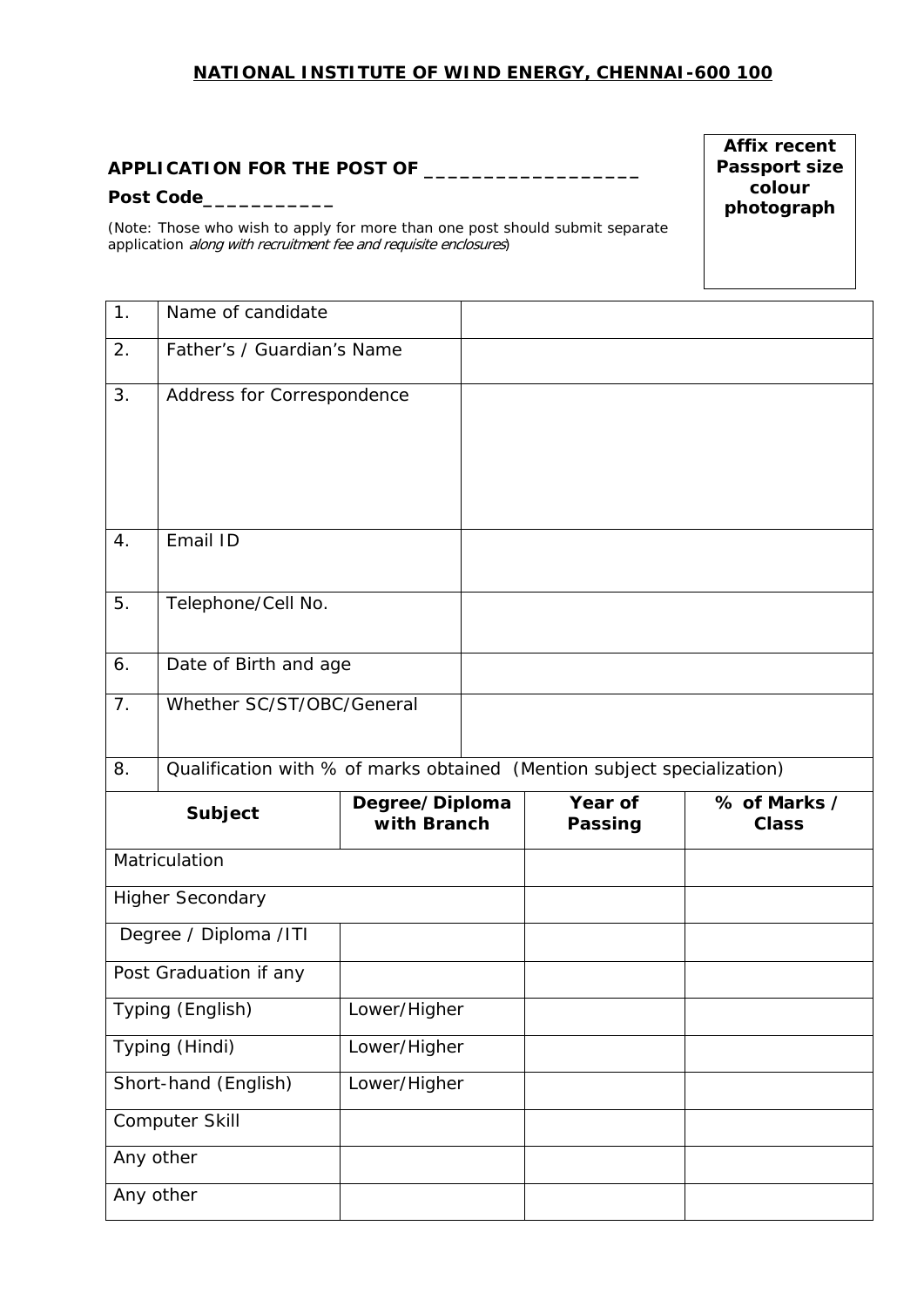**NATIONAL INSTITUTE OF WIND ENERGY, CHENNAI-600 100**

**APPLICATION FOR THE POST OF ___________________**

**Post Code___________**

(Note: Those who wish to apply for more than one post should submit separate application *along with recruitment fee and requisite enclosures*)

**Affix recent Passport size colour photograph**

| 1. | Name of candidate | |
|---|---|---|
| 2. | Father's / Guardian's Name | |
| 3. | Address for Correspondence | |
| 4. | Email ID | |
| 5. | Telephone/Cell No. | |
| 6. | Date of Birth and age | |
| 7. | Whether SC/ST/OBC/General | |
| 8. | Qualification with % of marks obtained (Mention subject specialization) | |

| Subject | Degree/Diploma with Branch | Year of Passing | % of Marks / Class |
|---|---|---|---|
| Matriculation | | | |
| Higher Secondary | | | |
| Degree / Diploma /ITI | | | |
| Post Graduation if any | | | |
| Typing (English) | Lower/Higher | | |
| Typing (Hindi) | Lower/Higher | | |
| Short-hand (English) | Lower/Higher | | |
| Computer Skill | | | |
| Any other | | | |
| Any other | | | |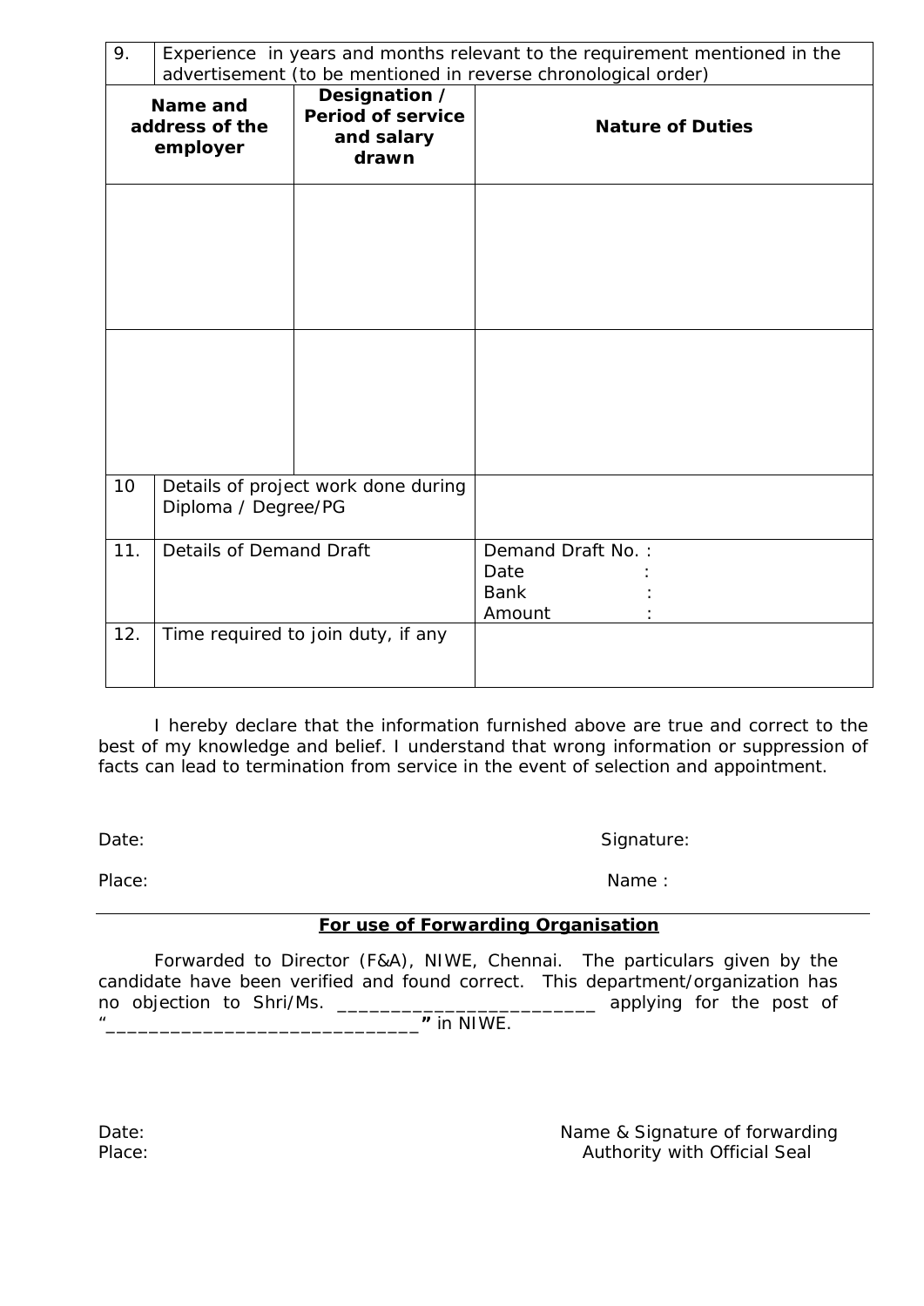| | | | |
|---|---|---|---|
| 9. | Experience in years and months relevant to the requirement mentioned in the advertisement (to be mentioned in reverse chronological order) | | |
| **Name and address of the employer** | | **Designation / Period of service and salary drawn** | **Nature of Duties** |
| | | | |
| | | | |
| 10 | Details of project work done during Diploma / Degree/PG | | |
| 11. | Details of Demand Draft | | Demand Draft No. :<br>Date :<br>Bank :<br>Amount : |
| 12. | Time required to join duty, if any | | |

I hereby declare that the information furnished above are true and correct to the best of my knowledge and belief. I understand that wrong information or suppression of facts can lead to termination from service in the event of selection and appointment.

Date: Signature:

Place: Name :

---

**For use of Forwarding Organisation**

Forwarded to Director (F&A), NIWE, Chennai. The particulars given by the candidate have been verified and found correct. This department/organization has no objection to Shri/Ms. ________________________ applying for the post of "____________________________**"** in NIWE.

Date: Name & Signature of forwarding
Place: Authority with Official Seal